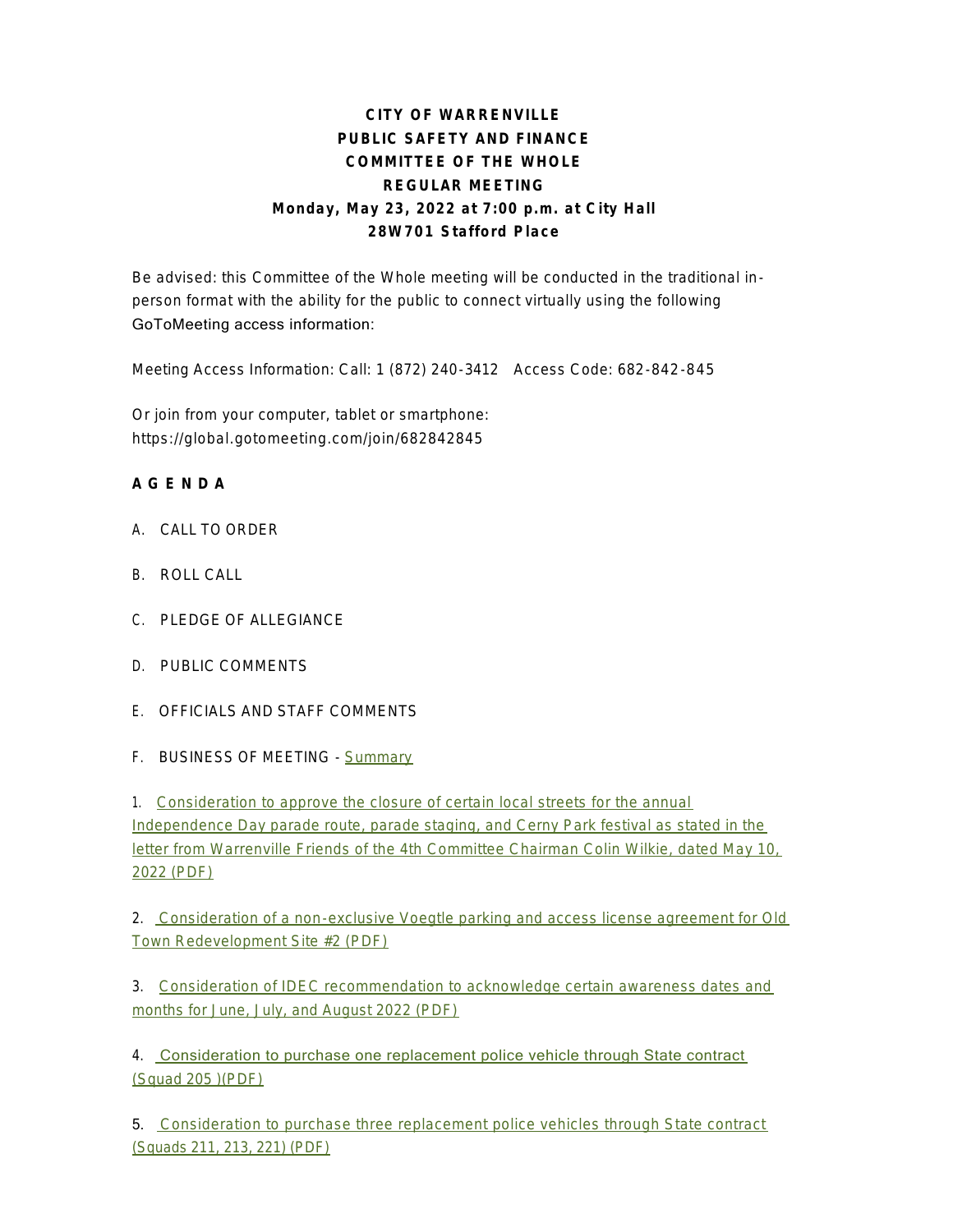**CITY OF WARRENVILLE**
**PUBLIC SAFETY AND FINANCE**
**COMMITTEE OF THE WHOLE**
**REGULAR MEETING**
**Monday, May 23, 2022 at 7:00 p.m. at City Hall**
**28W701 Stafford Place**

Be advised: this Committee of the Whole meeting will be conducted in the traditional in-person format with the ability for the public to connect virtually using the following GoToMeeting access information:

Meeting Access Information: Call: 1 (872) 240-3412 Access Code: 682-842-845

Or join from your computer, tablet or smartphone:
https://global.gotomeeting.com/join/682842845

**A G E N D A**

A. CALL TO ORDER

B. ROLL CALL

C. PLEDGE OF ALLEGIANCE

D. PUBLIC COMMENTS

E. OFFICIALS AND STAFF COMMENTS

F. BUSINESS OF MEETING - Summary

1. Consideration to approve the closure of certain local streets for the annual Independence Day parade route, parade staging, and Cerny Park festival as stated in the letter from Warrenville Friends of the 4th Committee Chairman Colin Wilkie, dated May 10, 2022 (PDF)

2. Consideration of a non-exclusive Voegtle parking and access license agreement for Old Town Redevelopment Site #2 (PDF)

3. Consideration of IDEC recommendation to acknowledge certain awareness dates and months for June, July, and August 2022 (PDF)

4. Consideration to purchase one replacement police vehicle through State contract (Squad 205 )(PDF)

5. Consideration to purchase three replacement police vehicles through State contract (Squads 211, 213, 221) (PDF)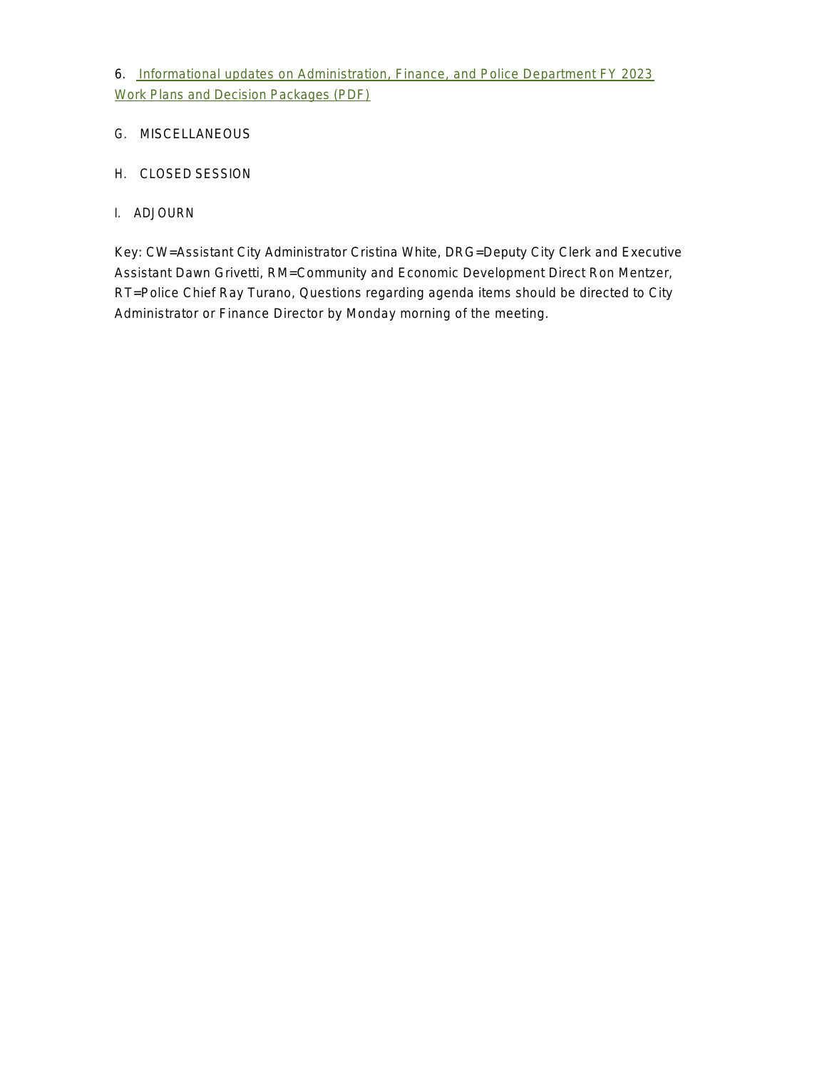6. Informational updates on Administration, Finance, and Police Department FY 2023 Work Plans and Decision Packages (PDF)

G. MISCELLANEOUS

H. CLOSED SESSION

I. ADJOURN

Key: CW=Assistant City Administrator Cristina White, DRG=Deputy City Clerk and Executive Assistant Dawn Grivetti, RM=Community and Economic Development Direct Ron Mentzer, RT=Police Chief Ray Turano, Questions regarding agenda items should be directed to City Administrator or Finance Director by Monday morning of the meeting.